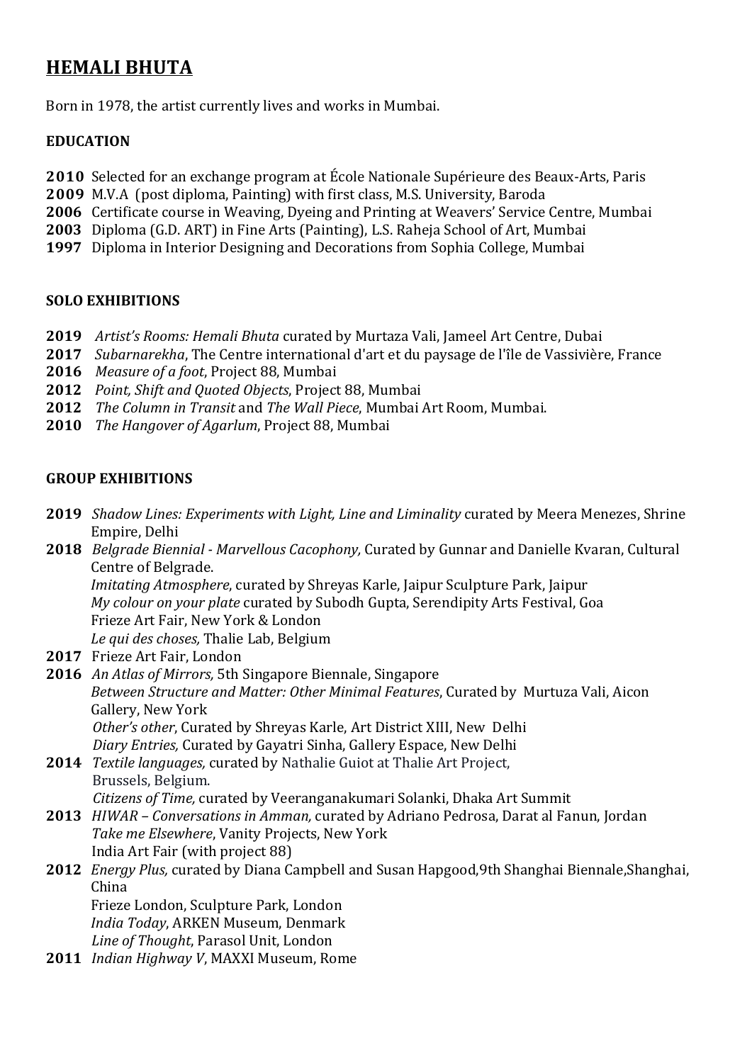# HEMALI BHUTA

Born in 1978, the artist currently lives and works in Mumbai.

## EDUCATION

**2010** Selected for an exchange program at École Nationale Supérieure des Beaux-Arts, Paris
**2009** M.V.A (post diploma, Painting) with first class, M.S. University, Baroda
**2006** Certificate course in Weaving, Dyeing and Printing at Weavers' Service Centre, Mumbai
**2003** Diploma (G.D. ART) in Fine Arts (Painting), L.S. Raheja School of Art, Mumbai
**1997** Diploma in Interior Designing and Decorations from Sophia College, Mumbai

## SOLO EXHIBITIONS

**2019** *Artist's Rooms: Hemali Bhuta* curated by Murtaza Vali, Jameel Art Centre, Dubai
**2017** *Subarnarekha*, The Centre international d'art et du paysage de l'île de Vassivière, France
**2016** *Measure of a foot*, Project 88, Mumbai
**2012** *Point, Shift and Quoted Objects*, Project 88, Mumbai
**2012** *The Column in Transit* and *The Wall Piece*, Mumbai Art Room, Mumbai.
**2010** *The Hangover of Agarlum*, Project 88, Mumbai

## GROUP EXHIBITIONS

**2019** *Shadow Lines: Experiments with Light, Line and Liminality* curated by Meera Menezes, Shrine Empire, Delhi

**2018** *Belgrade Biennial - Marvellous Cacophony,* Curated by Gunnar and Danielle Kvaran, Cultural Centre of Belgrade.
*Imitating Atmosphere*, curated by Shreyas Karle, Jaipur Sculpture Park, Jaipur
*My colour on your plate* curated by Subodh Gupta, Serendipity Arts Festival, Goa
Frieze Art Fair, New York & London
*Le qui des choses,* Thalie Lab, Belgium

**2017** Frieze Art Fair, London

**2016** *An Atlas of Mirrors,* 5th Singapore Biennale, Singapore
*Between Structure and Matter: Other Minimal Features*, Curated by Murtuza Vali, Aicon Gallery, New York
*Other's other*, Curated by Shreyas Karle, Art District XIII, New Delhi
*Diary Entries,* Curated by Gayatri Sinha, Gallery Espace, New Delhi

**2014** *Textile languages,* curated by Nathalie Guiot at Thalie Art Project, Brussels, Belgium.
*Citizens of Time,* curated by Veeranganakumari Solanki, Dhaka Art Summit

**2013** *HIWAR – Conversations in Amman,* curated by Adriano Pedrosa, Darat al Fanun, Jordan
*Take me Elsewhere*, Vanity Projects, New York
India Art Fair (with project 88)

**2012** *Energy Plus,* curated by Diana Campbell and Susan Hapgood,9th Shanghai Biennale,Shanghai, China
Frieze London, Sculpture Park, London
*India Today*, ARKEN Museum, Denmark
*Line of Thought*, Parasol Unit, London

**2011** *Indian Highway V*, MAXXI Museum, Rome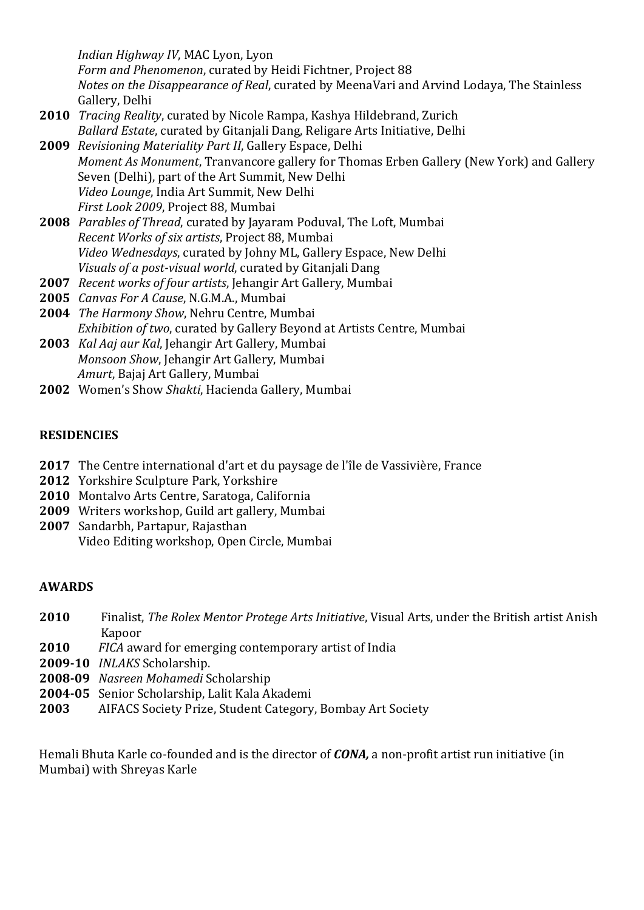*Indian Highway IV*, MAC Lyon, Lyon
*Form and Phenomenon*, curated by Heidi Fichtner, Project 88
*Notes on the Disappearance of Real*, curated by MeenaVari and Arvind Lodaya, The Stainless Gallery, Delhi

**2010** *Tracing Reality*, curated by Nicole Rampa, Kashya Hildebrand, Zurich
*Ballard Estate*, curated by Gitanjali Dang, Religare Arts Initiative, Delhi

**2009** *Revisioning Materiality Part II*, Gallery Espace, Delhi
*Moment As Monument*, Tranvancore gallery for Thomas Erben Gallery (New York) and Gallery Seven (Delhi), part of the Art Summit, New Delhi
*Video Lounge*, India Art Summit, New Delhi
*First Look 2009*, Project 88, Mumbai

**2008** *Parables of Thread*, curated by Jayaram Poduval, The Loft, Mumbai
*Recent Works of six artists*, Project 88, Mumbai
*Video Wednesdays*, curated by Johny ML, Gallery Espace, New Delhi
*Visuals of a post-visual world*, curated by Gitanjali Dang

**2007** *Recent works of four artists*, Jehangir Art Gallery, Mumbai

**2005** *Canvas For A Cause*, N.G.M.A., Mumbai

**2004** *The Harmony Show*, Nehru Centre, Mumbai
*Exhibition of two*, curated by Gallery Beyond at Artists Centre, Mumbai

**2003** *Kal Aaj aur Kal*, Jehangir Art Gallery, Mumbai
*Monsoon Show*, Jehangir Art Gallery, Mumbai
*Amurt*, Bajaj Art Gallery, Mumbai

**2002** Women's Show *Shakti*, Hacienda Gallery, Mumbai

## RESIDENCIES

**2017** The Centre international d'art et du paysage de l'île de Vassivière, France
**2012** Yorkshire Sculpture Park, Yorkshire
**2010** Montalvo Arts Centre, Saratoga, California
**2009** Writers workshop, Guild art gallery, Mumbai
**2007** Sandarbh, Partapur, Rajasthan
Video Editing workshop, Open Circle, Mumbai

## AWARDS

**2010** Finalist, *The Rolex Mentor Protege Arts Initiative*, Visual Arts, under the British artist Anish Kapoor
**2010** *FICA* award for emerging contemporary artist of India
**2009-10** *INLAKS* Scholarship.
**2008-09** *Nasreen Mohamedi* Scholarship
**2004-05** Senior Scholarship, Lalit Kala Akademi
**2003** AIFACS Society Prize, Student Category, Bombay Art Society

Hemali Bhuta Karle co-founded and is the director of ***CONA,*** a non-profit artist run initiative (in Mumbai) with Shreyas Karle